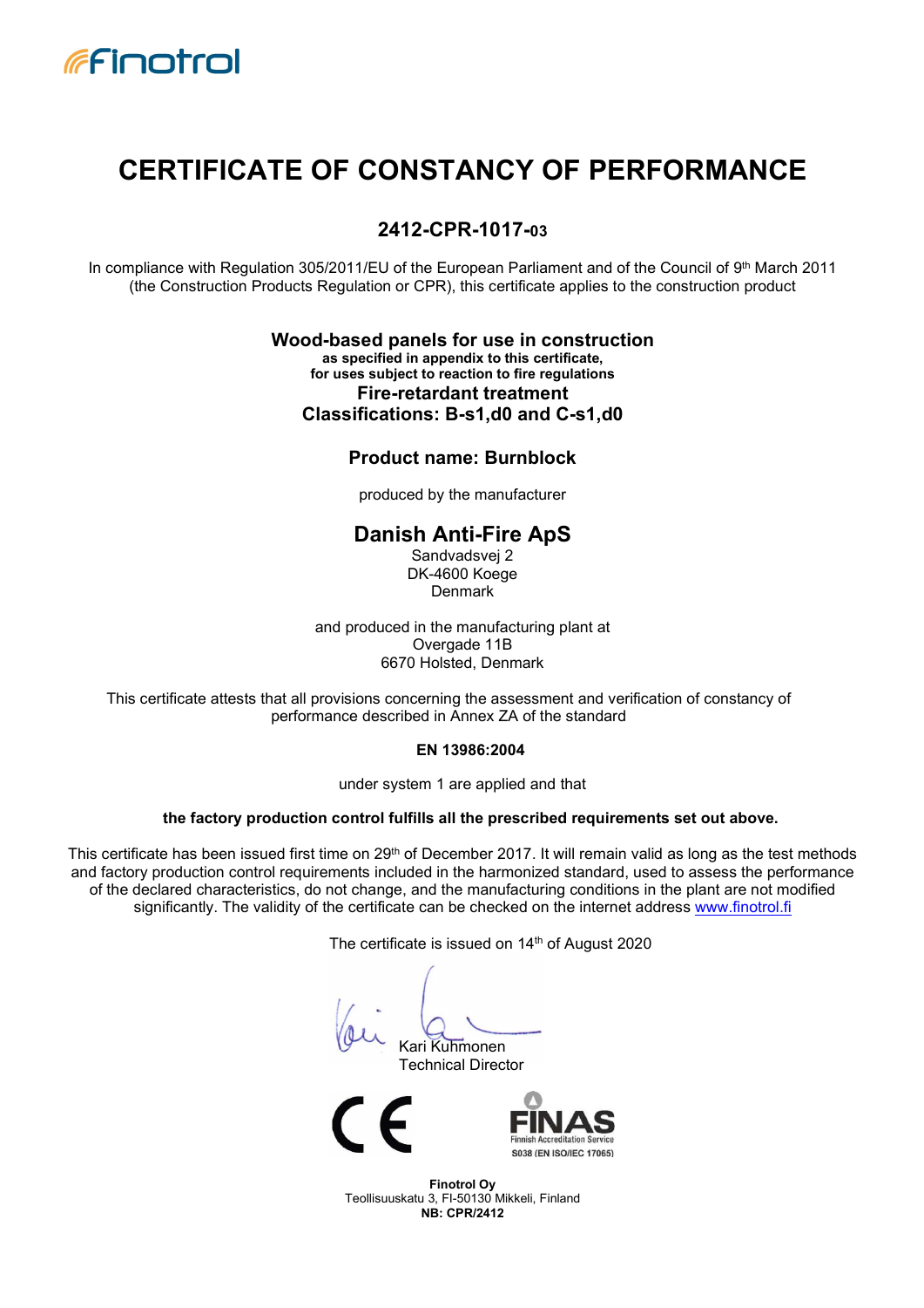# CERTIFICATE OF CONSTANCY OF PERFORMANCE

## 2412-CPR-1017-03

In compliance with Regulation 305/2011/EU of the European Parliament and of the Council of 9th March 2011 (the Construction Products Regulation or CPR), this certificate applies to the construction product

**Wood-based panels for use in construction**
**as specified in appendix to this certificate,**
**for uses subject to reaction to fire regulations**
**Fire-retardant treatment**
**Classifications: B-s1,d0 and C-s1,d0**

**Product name: Burnblock**

produced by the manufacturer

**Danish Anti-Fire ApS**
Sandvadsvej 2
DK-4600 Koege
Denmark

and produced in the manufacturing plant at
Overgade 11B
6670 Holsted, Denmark

This certificate attests that all provisions concerning the assessment and verification of constancy of performance described in Annex ZA of the standard

**EN 13986:2004**

under system 1 are applied and that

**the factory production control fulfills all the prescribed requirements set out above.**

This certificate has been issued first time on 29th of December 2017. It will remain valid as long as the test methods and factory production control requirements included in the harmonized standard, used to assess the performance of the declared characteristics, do not change, and the manufacturing conditions in the plant are not modified significantly. The validity of the certificate can be checked on the internet address www.finotrol.fi

The certificate is issued on 14th of August 2020

Kari Kuhmonen
Technical Director

FINAS Finnish Accreditation Service S038 (EN ISO/IEC 17065)

**Finotrol Oy**
Teollisuuskatu 3, FI-50130 Mikkeli, Finland
**NB: CPR/2412**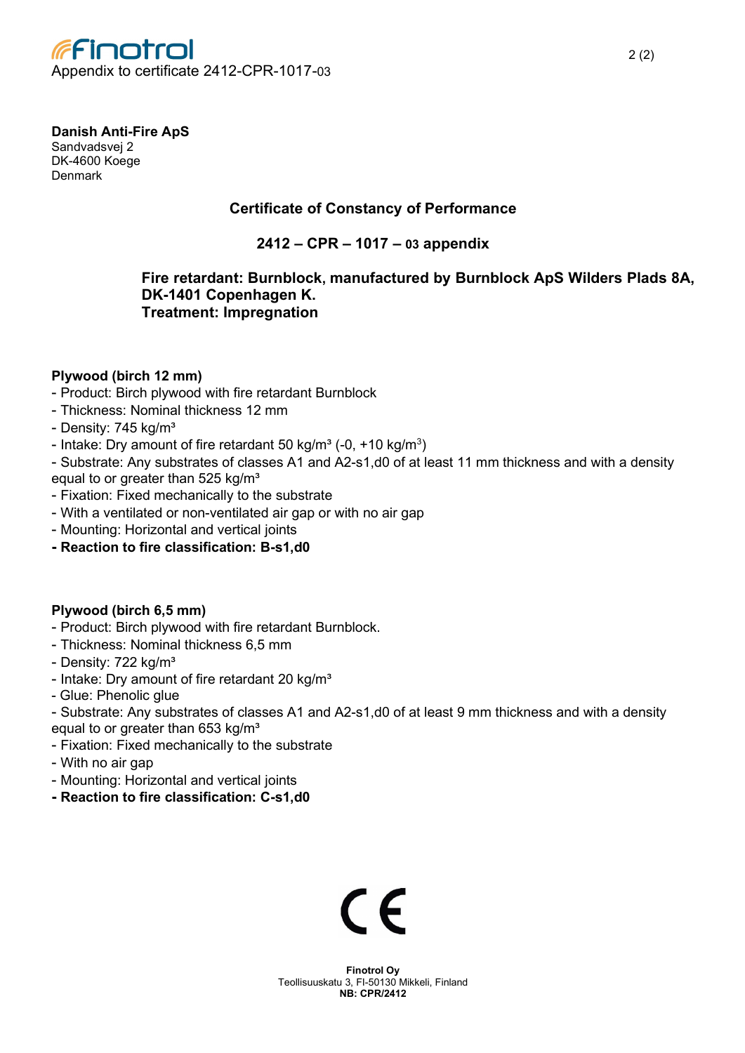**Danish Anti-Fire ApS**
Sandvadsvej 2
DK-4600 Koege
Denmark

## Certificate of Constancy of Performance

### 2412 – CPR – 1017 – 03 appendix

**Fire retardant: Burnblock, manufactured by Burnblock ApS Wilders Plads 8A, DK-1401 Copenhagen K.**
**Treatment: Impregnation**

**Plywood (birch 12 mm)**

- Product: Birch plywood with fire retardant Burnblock
- Thickness: Nominal thickness 12 mm
- Density: 745 kg/m³
- Intake: Dry amount of fire retardant 50 kg/m³ (-0, +10 kg/m³)
- Substrate: Any substrates of classes A1 and A2-s1,d0 of at least 11 mm thickness and with a density equal to or greater than 525 kg/m³
- Fixation: Fixed mechanically to the substrate
- With a ventilated or non-ventilated air gap or with no air gap
- Mounting: Horizontal and vertical joints
- **Reaction to fire classification: B-s1,d0**

**Plywood (birch 6,5 mm)**

- Product: Birch plywood with fire retardant Burnblock.
- Thickness: Nominal thickness 6,5 mm
- Density: 722 kg/m³
- Intake: Dry amount of fire retardant 20 kg/m³
- Glue: Phenolic glue
- Substrate: Any substrates of classes A1 and A2-s1,d0 of at least 9 mm thickness and with a density equal to or greater than 653 kg/m³
- Fixation: Fixed mechanically to the substrate
- With no air gap
- Mounting: Horizontal and vertical joints
- **Reaction to fire classification: C-s1,d0**

CE

**Finotrol Oy**
Teollisuuskatu 3, FI-50130 Mikkeli, Finland
**NB: CPR/2412**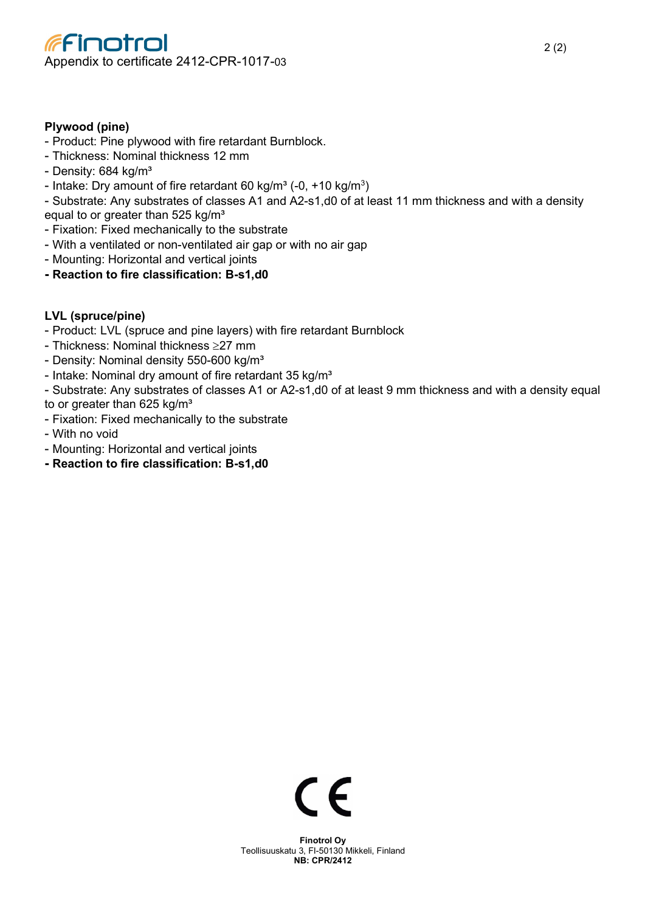**Plywood (pine)**

- Product: Pine plywood with fire retardant Burnblock.
- Thickness: Nominal thickness 12 mm
- Density: 684 kg/m³
- Intake: Dry amount of fire retardant 60 kg/m³ (-0, +10 kg/m³)
- Substrate: Any substrates of classes A1 and A2-s1,d0 of at least 11 mm thickness and with a density equal to or greater than 525 kg/m³
- Fixation: Fixed mechanically to the substrate
- With a ventilated or non-ventilated air gap or with no air gap
- Mounting: Horizontal and vertical joints
- **Reaction to fire classification: B-s1,d0**

**LVL (spruce/pine)**

- Product: LVL (spruce and pine layers) with fire retardant Burnblock
- Thickness: Nominal thickness ≥27 mm
- Density: Nominal density 550-600 kg/m³
- Intake: Nominal dry amount of fire retardant 35 kg/m³
- Substrate: Any substrates of classes A1 or A2-s1,d0 of at least 9 mm thickness and with a density equal to or greater than 625 kg/m³
- Fixation: Fixed mechanically to the substrate
- With no void
- Mounting: Horizontal and vertical joints
- **Reaction to fire classification: B-s1,d0**